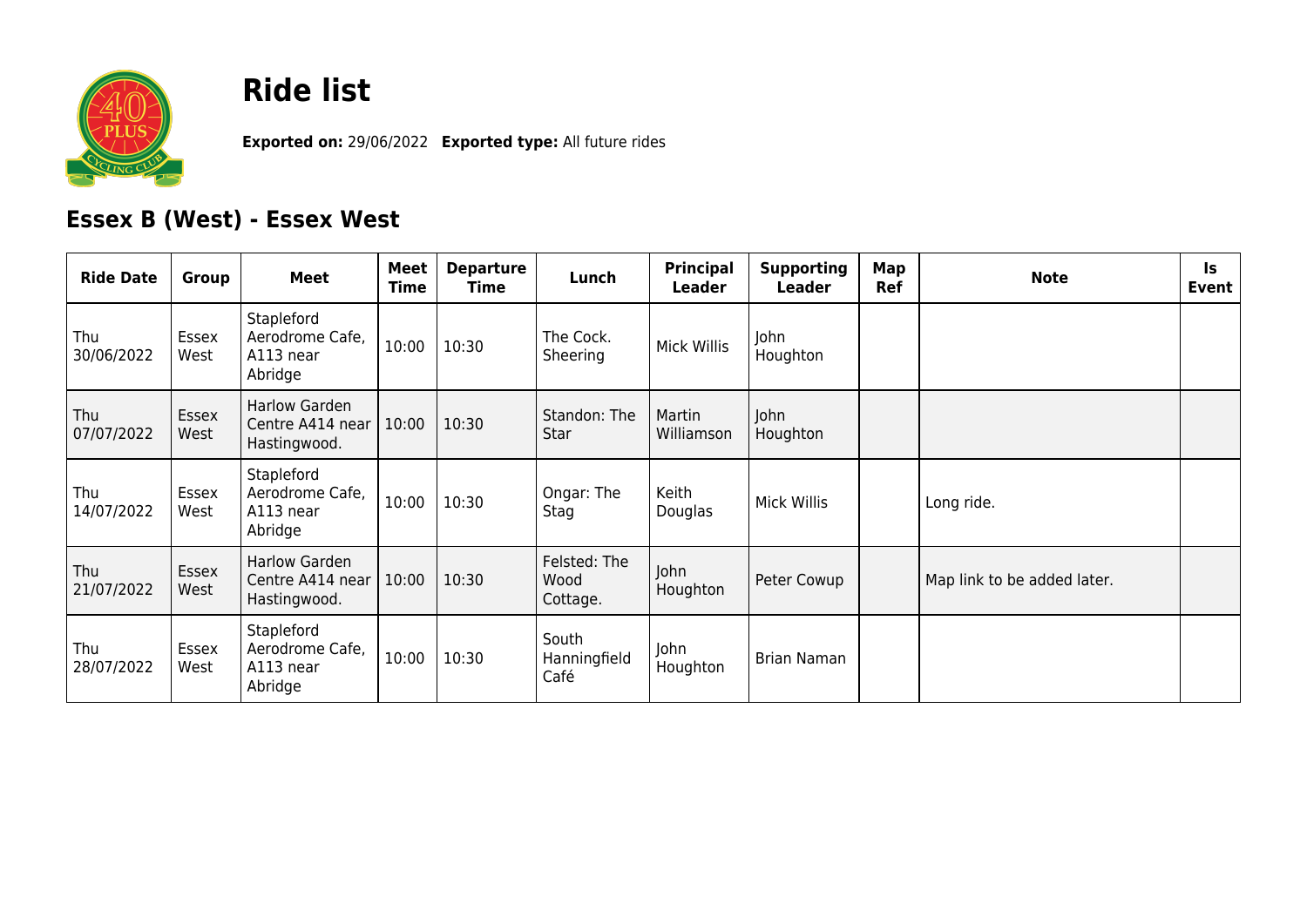# Ride list

**Exported on:** 29/06/2022 **Exported type:** All future rides

## Essex B (West) - Essex West

| Ride Date | Group | Meet | Meet Time | Departure Time | Lunch | Principal Leader | Supporting Leader | Map Ref | Note | Is Event |
|---|---|---|---|---|---|---|---|---|---|---|
| Thu 30/06/2022 | Essex West | Stapleford Aerodrome Cafe, A113 near Abridge | 10:00 | 10:30 | The Cock. Sheering | Mick Willis | John Houghton | | | |
| Thu 07/07/2022 | Essex West | Harlow Garden Centre A414 near Hastingwood. | 10:00 | 10:30 | Standon: The Star | Martin Williamson | John Houghton | | | |
| Thu 14/07/2022 | Essex West | Stapleford Aerodrome Cafe, A113 near Abridge | 10:00 | 10:30 | Ongar: The Stag | Keith Douglas | Mick Willis | | Long ride. | |
| Thu 21/07/2022 | Essex West | Harlow Garden Centre A414 near Hastingwood. | 10:00 | 10:30 | Felsted: The Wood Cottage. | John Houghton | Peter Cowup | | Map link to be added later. | |
| Thu 28/07/2022 | Essex West | Stapleford Aerodrome Cafe, A113 near Abridge | 10:00 | 10:30 | South Hanningfield Café | John Houghton | Brian Naman | | | |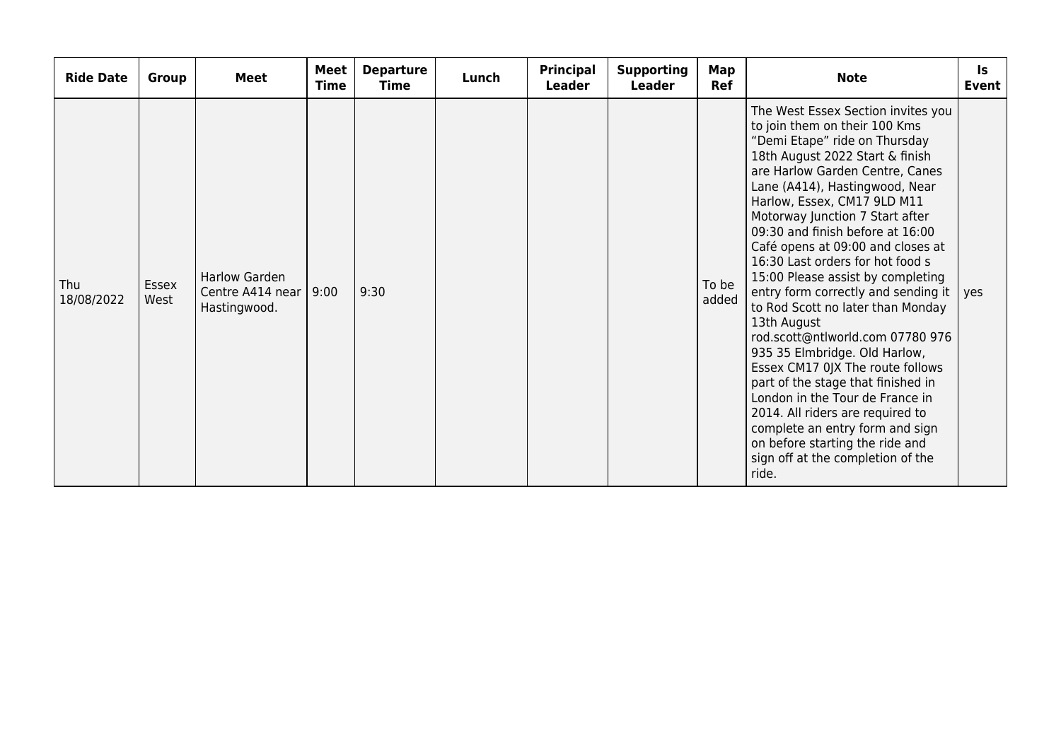| Ride Date | Group | Meet | Meet Time | Departure Time | Lunch | Principal Leader | Supporting Leader | Map Ref | Note | Is Event |
|---|---|---|---|---|---|---|---|---|---|---|
| Thu 18/08/2022 | Essex West | Harlow Garden Centre A414 near Hastingwood. | 9:00 | 9:30 | | | | To be added | The West Essex Section invites you to join them on their 100 Kms "Demi Etape" ride on Thursday 18th August 2022 Start & finish are Harlow Garden Centre, Canes Lane (A414), Hastingwood, Near Harlow, Essex, CM17 9LD M11 Motorway Junction 7 Start after 09:30 and finish before at 16:00 Café opens at 09:00 and closes at 16:30 Last orders for hot food s 15:00 Please assist by completing entry form correctly and sending it to Rod Scott no later than Monday 13th August rod.scott@ntlworld.com 07780 976 935 35 Elmbridge. Old Harlow, Essex CM17 0JX The route follows part of the stage that finished in London in the Tour de France in 2014. All riders are required to complete an entry form and sign on before starting the ride and sign off at the completion of the ride. | yes |